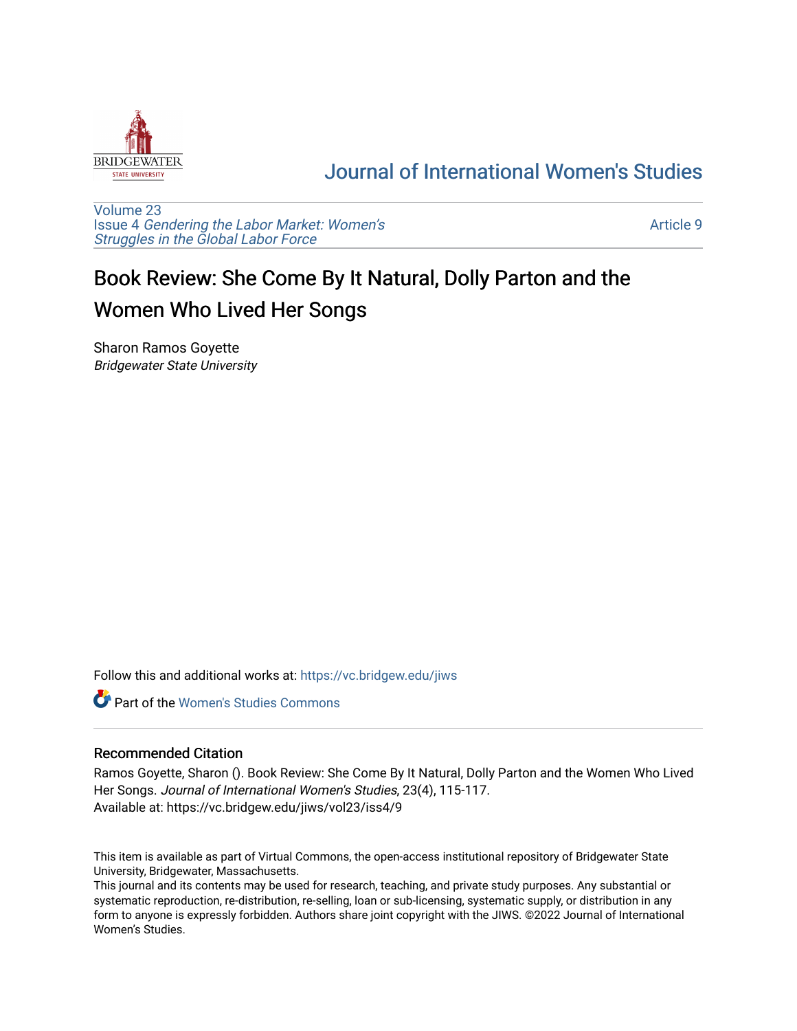# Journal of International Women's Studies

Volume 23
Issue 4 *Gendering the Labor Market: Women's Struggles in the Global Labor Force*

Article 9

## Book Review: She Come By It Natural, Dolly Parton and the Women Who Lived Her Songs

Sharon Ramos Goyette
*Bridgewater State University*

Follow this and additional works at: https://vc.bridgew.edu/jiws

Part of the Women's Studies Commons

### Recommended Citation

Ramos Goyette, Sharon (). Book Review: She Come By It Natural, Dolly Parton and the Women Who Lived Her Songs. *Journal of International Women's Studies*, 23(4), 115-117.
Available at: https://vc.bridgew.edu/jiws/vol23/iss4/9

This item is available as part of Virtual Commons, the open-access institutional repository of Bridgewater State University, Bridgewater, Massachusetts.
This journal and its contents may be used for research, teaching, and private study purposes. Any substantial or systematic reproduction, re-distribution, re-selling, loan or sub-licensing, systematic supply, or distribution in any form to anyone is expressly forbidden. Authors share joint copyright with the JIWS. ©2022 Journal of International Women's Studies.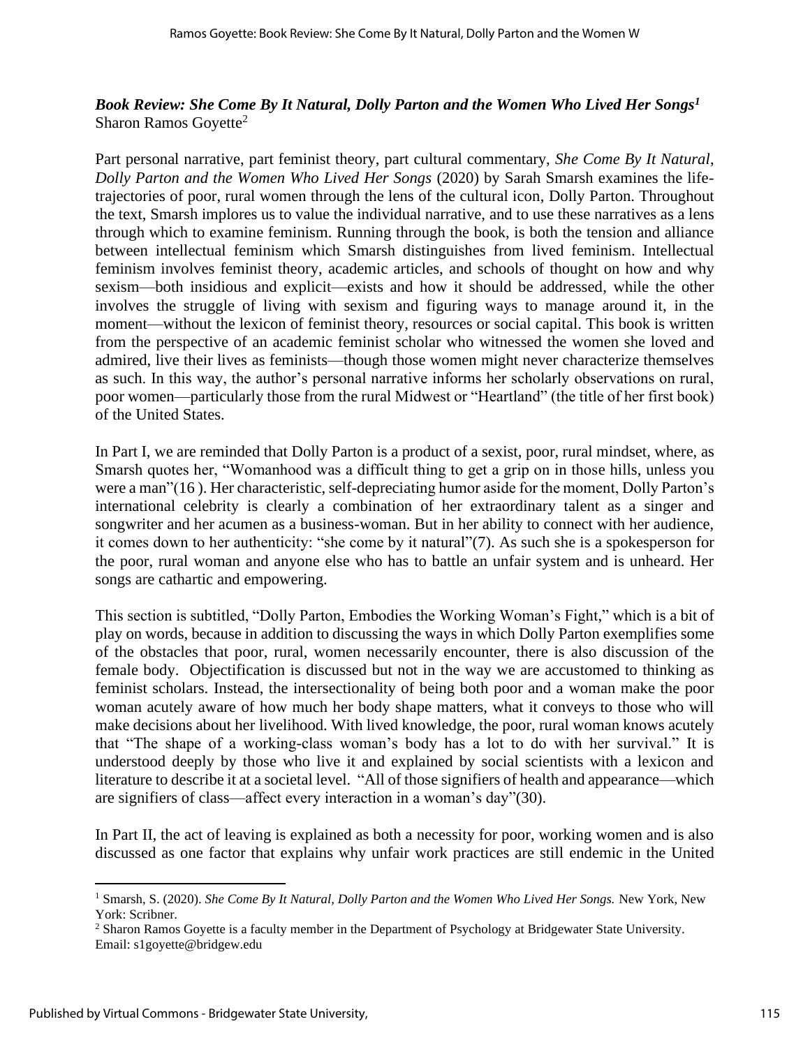***Book Review: She Come By It Natural, Dolly Parton and the Women Who Lived Her Songs*[1]**
Sharon Ramos Goyette[2]

Part personal narrative, part feminist theory, part cultural commentary, *She Come By It Natural, Dolly Parton and the Women Who Lived Her Songs* (2020) by Sarah Smarsh examines the life-trajectories of poor, rural women through the lens of the cultural icon, Dolly Parton. Throughout the text, Smarsh implores us to value the individual narrative, and to use these narratives as a lens through which to examine feminism. Running through the book, is both the tension and alliance between intellectual feminism which Smarsh distinguishes from lived feminism. Intellectual feminism involves feminist theory, academic articles, and schools of thought on how and why sexism—both insidious and explicit—exists and how it should be addressed, while the other involves the struggle of living with sexism and figuring ways to manage around it, in the moment—without the lexicon of feminist theory, resources or social capital. This book is written from the perspective of an academic feminist scholar who witnessed the women she loved and admired, live their lives as feminists—though those women might never characterize themselves as such. In this way, the author's personal narrative informs her scholarly observations on rural, poor women—particularly those from the rural Midwest or "Heartland" (the title of her first book) of the United States.

In Part I, we are reminded that Dolly Parton is a product of a sexist, poor, rural mindset, where, as Smarsh quotes her, "Womanhood was a difficult thing to get a grip on in those hills, unless you were a man"(16 ). Her characteristic, self-depreciating humor aside for the moment, Dolly Parton's international celebrity is clearly a combination of her extraordinary talent as a singer and songwriter and her acumen as a business-woman. But in her ability to connect with her audience, it comes down to her authenticity: "she come by it natural"(7). As such she is a spokesperson for the poor, rural woman and anyone else who has to battle an unfair system and is unheard. Her songs are cathartic and empowering.

This section is subtitled, "Dolly Parton, Embodies the Working Woman's Fight," which is a bit of play on words, because in addition to discussing the ways in which Dolly Parton exemplifies some of the obstacles that poor, rural, women necessarily encounter, there is also discussion of the female body. Objectification is discussed but not in the way we are accustomed to thinking as feminist scholars. Instead, the intersectionality of being both poor and a woman make the poor woman acutely aware of how much her body shape matters, what it conveys to those who will make decisions about her livelihood. With lived knowledge, the poor, rural woman knows acutely that "The shape of a working-class woman's body has a lot to do with her survival." It is understood deeply by those who live it and explained by social scientists with a lexicon and literature to describe it at a societal level. "All of those signifiers of health and appearance—which are signifiers of class—affect every interaction in a woman's day"(30).

In Part II, the act of leaving is explained as both a necessity for poor, working women and is also discussed as one factor that explains why unfair work practices are still endemic in the United

---

[1] Smarsh, S. (2020). *She Come By It Natural, Dolly Parton and the Women Who Lived Her Songs.* New York, New York: Scribner.

[2] Sharon Ramos Goyette is a faculty member in the Department of Psychology at Bridgewater State University. Email: s1goyette@bridgew.edu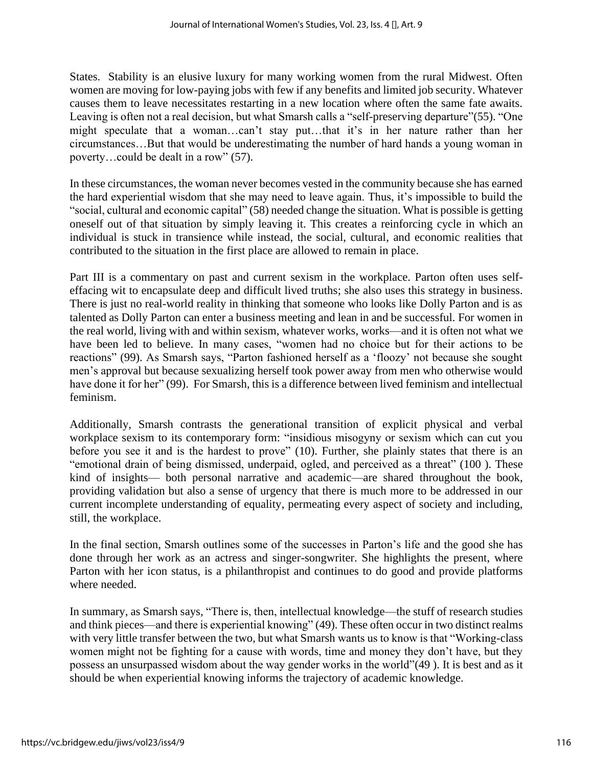States. Stability is an elusive luxury for many working women from the rural Midwest. Often women are moving for low-paying jobs with few if any benefits and limited job security. Whatever causes them to leave necessitates restarting in a new location where often the same fate awaits. Leaving is often not a real decision, but what Smarsh calls a "self-preserving departure"(55). "One might speculate that a woman…can't stay put…that it's in her nature rather than her circumstances…But that would be underestimating the number of hard hands a young woman in poverty…could be dealt in a row" (57).

In these circumstances, the woman never becomes vested in the community because she has earned the hard experiential wisdom that she may need to leave again. Thus, it's impossible to build the "social, cultural and economic capital" (58) needed change the situation. What is possible is getting oneself out of that situation by simply leaving it. This creates a reinforcing cycle in which an individual is stuck in transience while instead, the social, cultural, and economic realities that contributed to the situation in the first place are allowed to remain in place.

Part III is a commentary on past and current sexism in the workplace. Parton often uses self-effacing wit to encapsulate deep and difficult lived truths; she also uses this strategy in business. There is just no real-world reality in thinking that someone who looks like Dolly Parton and is as talented as Dolly Parton can enter a business meeting and lean in and be successful. For women in the real world, living with and within sexism, whatever works, works—and it is often not what we have been led to believe. In many cases, "women had no choice but for their actions to be reactions" (99). As Smarsh says, "Parton fashioned herself as a 'floozy' not because she sought men's approval but because sexualizing herself took power away from men who otherwise would have done it for her" (99). For Smarsh, this is a difference between lived feminism and intellectual feminism.

Additionally, Smarsh contrasts the generational transition of explicit physical and verbal workplace sexism to its contemporary form: "insidious misogyny or sexism which can cut you before you see it and is the hardest to prove" (10). Further, she plainly states that there is an "emotional drain of being dismissed, underpaid, ogled, and perceived as a threat" (100 ). These kind of insights— both personal narrative and academic—are shared throughout the book, providing validation but also a sense of urgency that there is much more to be addressed in our current incomplete understanding of equality, permeating every aspect of society and including, still, the workplace.

In the final section, Smarsh outlines some of the successes in Parton's life and the good she has done through her work as an actress and singer-songwriter. She highlights the present, where Parton with her icon status, is a philanthropist and continues to do good and provide platforms where needed.

In summary, as Smarsh says, "There is, then, intellectual knowledge—the stuff of research studies and think pieces—and there is experiential knowing" (49). These often occur in two distinct realms with very little transfer between the two, but what Smarsh wants us to know is that "Working-class women might not be fighting for a cause with words, time and money they don't have, but they possess an unsurpassed wisdom about the way gender works in the world"(49 ). It is best and as it should be when experiential knowing informs the trajectory of academic knowledge.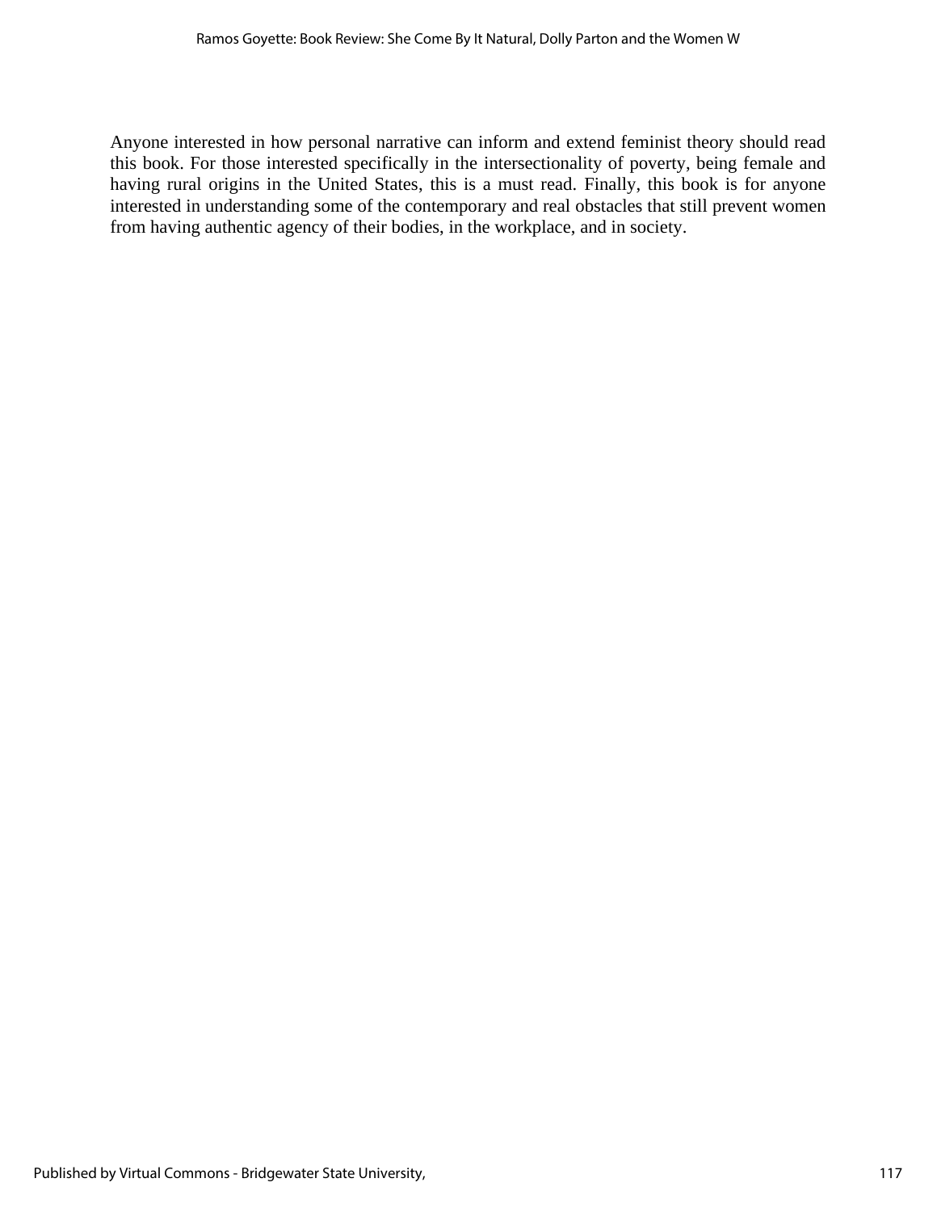Anyone interested in how personal narrative can inform and extend feminist theory should read this book. For those interested specifically in the intersectionality of poverty, being female and having rural origins in the United States, this is a must read. Finally, this book is for anyone interested in understanding some of the contemporary and real obstacles that still prevent women from having authentic agency of their bodies, in the workplace, and in society.